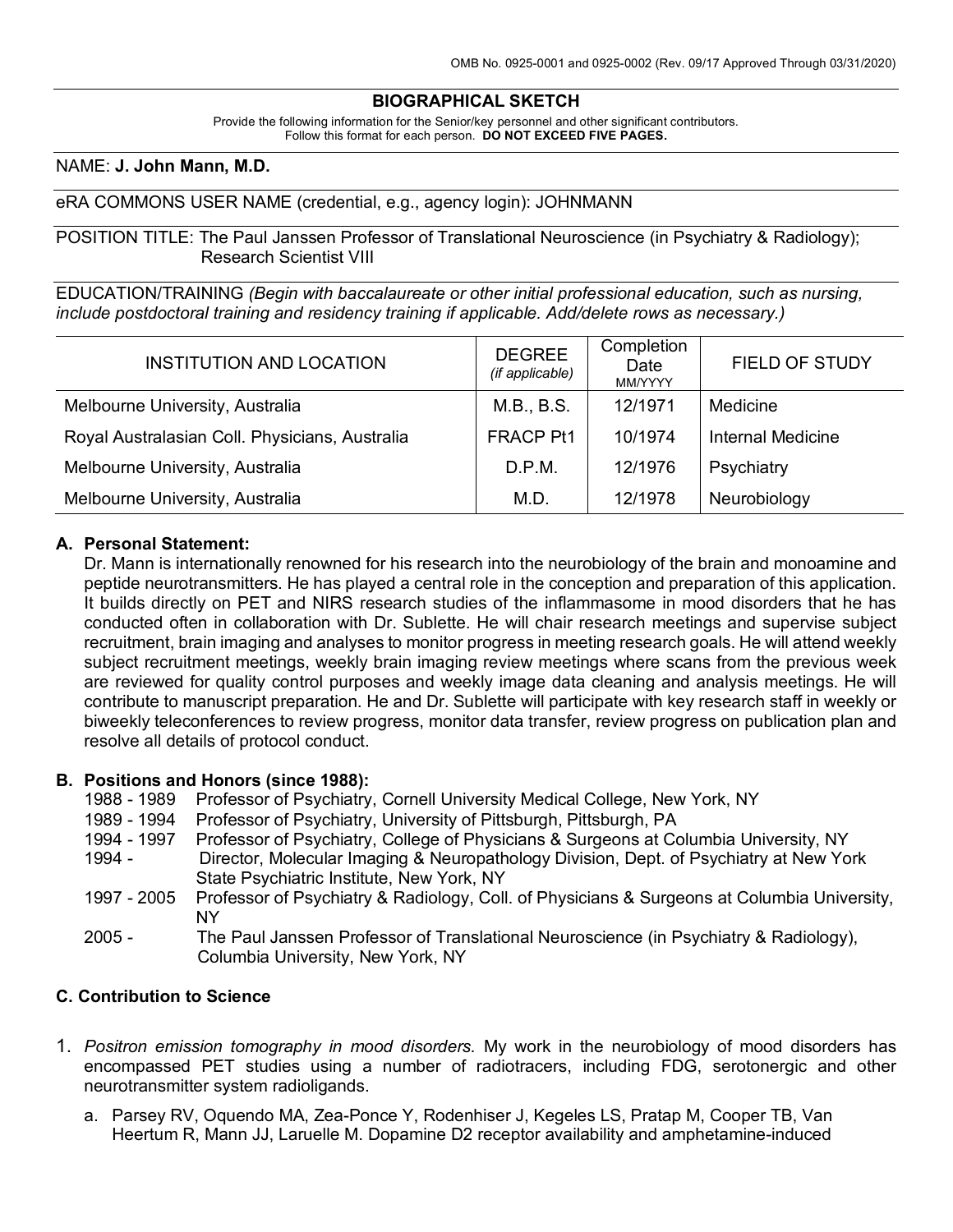OMB No. 0925-0001 and 0925-0002 (Rev. 09/17 Approved Through 03/31/2020)

# BIOGRAPHICAL SKETCH

Provide the following information for the Senior/key personnel and other significant contributors.
Follow this format for each person. **DO NOT EXCEED FIVE PAGES.**

NAME: **J. John Mann, M.D.**

eRA COMMONS USER NAME (credential, e.g., agency login): JOHNMANN

POSITION TITLE: The Paul Janssen Professor of Translational Neuroscience (in Psychiatry & Radiology); Research Scientist VIII

EDUCATION/TRAINING *(Begin with baccalaureate or other initial professional education, such as nursing, include postdoctoral training and residency training if applicable. Add/delete rows as necessary.)*

| INSTITUTION AND LOCATION | DEGREE *(if applicable)* | Completion Date MM/YYYY | FIELD OF STUDY |
|---|---|---|---|
| Melbourne University, Australia | M.B., B.S. | 12/1971 | Medicine |
| Royal Australasian Coll. Physicians, Australia | FRACP Pt1 | 10/1974 | Internal Medicine |
| Melbourne University, Australia | D.P.M. | 12/1976 | Psychiatry |
| Melbourne University, Australia | M.D. | 12/1978 | Neurobiology |

## A. Personal Statement:

Dr. Mann is internationally renowned for his research into the neurobiology of the brain and monoamine and peptide neurotransmitters. He has played a central role in the conception and preparation of this application. It builds directly on PET and NIRS research studies of the inflammasome in mood disorders that he has conducted often in collaboration with Dr. Sublette. He will chair research meetings and supervise subject recruitment, brain imaging and analyses to monitor progress in meeting research goals. He will attend weekly subject recruitment meetings, weekly brain imaging review meetings where scans from the previous week are reviewed for quality control purposes and weekly image data cleaning and analysis meetings. He will contribute to manuscript preparation. He and Dr. Sublette will participate with key research staff in weekly or biweekly teleconferences to review progress, monitor data transfer, review progress on publication plan and resolve all details of protocol conduct.

## B. Positions and Honors (since 1988):

- 1988 - 1989 Professor of Psychiatry, Cornell University Medical College, New York, NY
- 1989 - 1994 Professor of Psychiatry, University of Pittsburgh, Pittsburgh, PA
- 1994 - 1997 Professor of Psychiatry, College of Physicians & Surgeons at Columbia University, NY
- 1994 - Director, Molecular Imaging & Neuropathology Division, Dept. of Psychiatry at New York State Psychiatric Institute, New York, NY
- 1997 - 2005 Professor of Psychiatry & Radiology, Coll. of Physicians & Surgeons at Columbia University, NY
- 2005 - The Paul Janssen Professor of Translational Neuroscience (in Psychiatry & Radiology), Columbia University, New York, NY

## C. Contribution to Science

1. *Positron emission tomography in mood disorders.* My work in the neurobiology of mood disorders has encompassed PET studies using a number of radiotracers, including FDG, serotonergic and other neurotransmitter system radioligands.

   a. Parsey RV, Oquendo MA, Zea-Ponce Y, Rodenhiser J, Kegeles LS, Pratap M, Cooper TB, Van Heertum R, Mann JJ, Laruelle M. Dopamine D2 receptor availability and amphetamine-induced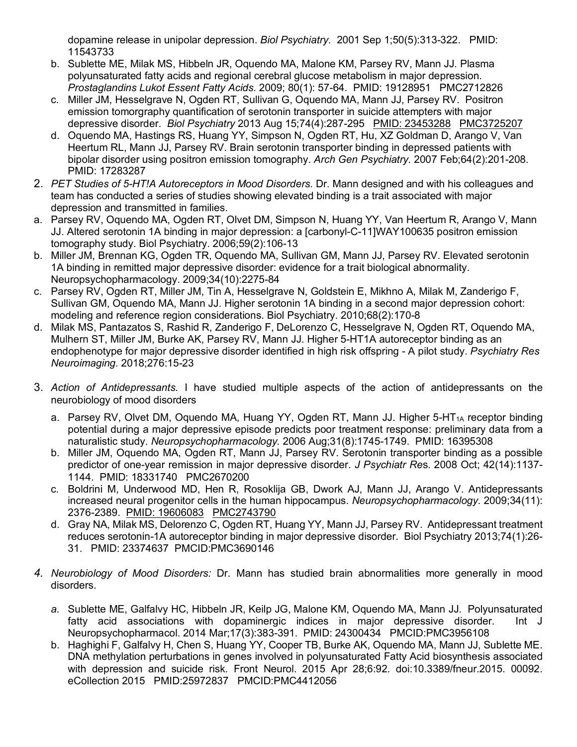dopamine release in unipolar depression. *Biol Psychiatry.* 2001 Sep 1;50(5):313-322. PMID: 11543733

b. Sublette ME, Milak MS, Hibbeln JR, Oquendo MA, Malone KM, Parsey RV, Mann JJ. Plasma polyunsaturated fatty acids and regional cerebral glucose metabolism in major depression. *Prostaglandins Lukot Essent Fatty Acids.* 2009; 80(1): 57-64. PMID: 19128951 PMC2712826
c. Miller JM, Hesselgrave N, Ogden RT, Sullivan G, Oquendo MA, Mann JJ, Parsey RV. Positron emission tomorgraphy quantification of serotonin transporter in suicide attempters with major depressive disorder. *Biol Psychiatry* 2013 Aug 15;74(4):287-295 PMID: 23453288 PMC3725207
d. Oquendo MA, Hastings RS, Huang YY, Simpson N, Ogden RT, Hu, XZ Goldman D, Arango V, Van Heertum RL, Mann JJ, Parsey RV. Brain serotonin transporter binding in depressed patients with bipolar disorder using positron emission tomography. *Arch Gen Psychiatry.* 2007 Feb;64(2):201-208. PMID: 17283287

2. *PET Studies of 5-HT!A Autoreceptors in Mood Disorders.* Dr. Mann designed and with his colleagues and team has conducted a series of studies showing elevated binding is a trait associated with major depression and transmitted in families.

a. Parsey RV, Oquendo MA, Ogden RT, Olvet DM, Simpson N, Huang YY, Van Heertum R, Arango V, Mann JJ. Altered serotonin 1A binding in major depression: a [carbonyl-C-11]WAY100635 positron emission tomography study. Biol Psychiatry. 2006;59(2):106-13
b. Miller JM, Brennan KG, Ogden TR, Oquendo MA, Sullivan GM, Mann JJ, Parsey RV. Elevated serotonin 1A binding in remitted major depressive disorder: evidence for a trait biological abnormality. Neuropsychopharmacology. 2009;34(10):2275-84
c. Parsey RV, Ogden RT, Miller JM, Tin A, Hesselgrave N, Goldstein E, Mikhno A, Milak M, Zanderigo F, Sullivan GM, Oquendo MA, Mann JJ. Higher serotonin 1A binding in a second major depression cohort: modeling and reference region considerations. Biol Psychiatry. 2010;68(2):170-8
d. Milak MS, Pantazatos S, Rashid R, Zanderigo F, DeLorenzo C, Hesselgrave N, Ogden RT, Oquendo MA, Mulhern ST, Miller JM, Burke AK, Parsey RV, Mann JJ. Higher 5-HT1A autoreceptor binding as an endophenotype for major depressive disorder identified in high risk offspring - A pilot study. *Psychiatry Res Neuroimaging.* 2018;276:15-23

3. *Action of Antidepressants.* I have studied multiple aspects of the action of antidepressants on the neurobiology of mood disorders

   a. Parsey RV, Olvet DM, Oquendo MA, Huang YY, Ogden RT, Mann JJ. Higher 5-HT$_{1A}$ receptor binding potential during a major depressive episode predicts poor treatment response: preliminary data from a naturalistic study. *Neuropsychopharmacology.* 2006 Aug;31(8):1745-1749. PMID: 16395308
   b. Miller JM, Oquendo MA, Ogden RT, Mann JJ, Parsey RV. Serotonin transporter binding as a possible predictor of one-year remission in major depressive disorder. *J Psychiatr Re*s. 2008 Oct; 42(14):1137-1144. PMID: 18331740 PMC2670200
   c. Boldrini M, Underwood MD, Hen R, Rosoklija GB, Dwork AJ, Mann JJ, Arango V. Antidepressants increased neural progenitor cells in the human hippocampus. *Neuropsychopharmacology.* 2009;34(11): 2376-2389. PMID: 19606083 PMC2743790
   d. Gray NA, Milak MS, Delorenzo C, Ogden RT, Huang YY, Mann JJ, Parsey RV. Antidepressant treatment reduces serotonin-1A autoreceptor binding in major depressive disorder. Biol Psychiatry 2013;74(1):26-31. PMID: 23374637 PMCID:PMC3690146

4. *Neurobiology of Mood Disorders:* Dr. Mann has studied brain abnormalities more generally in mood disorders.

   *a.* Sublette ME, Galfalvy HC, Hibbeln JR, Keilp JG, Malone KM, Oquendo MA, Mann JJ. Polyunsaturated fatty acid associations with dopaminergic indices in major depressive disorder. Int J Neuropsychopharmacol. 2014 Mar;17(3):383-391. PMID: 24300434 PMCID:PMC3956108
   b. Haghighi F, Galfalvy H, Chen S, Huang YY, Cooper TB, Burke AK, Oquendo MA, Mann JJ, Sublette ME. DNA methylation perturbations in genes involved in polyunsaturated Fatty Acid biosynthesis associated with depression and suicide risk. Front Neurol. 2015 Apr 28;6:92. doi:10.3389/fneur.2015. 00092. eCollection 2015 PMID:25972837 PMCID:PMC4412056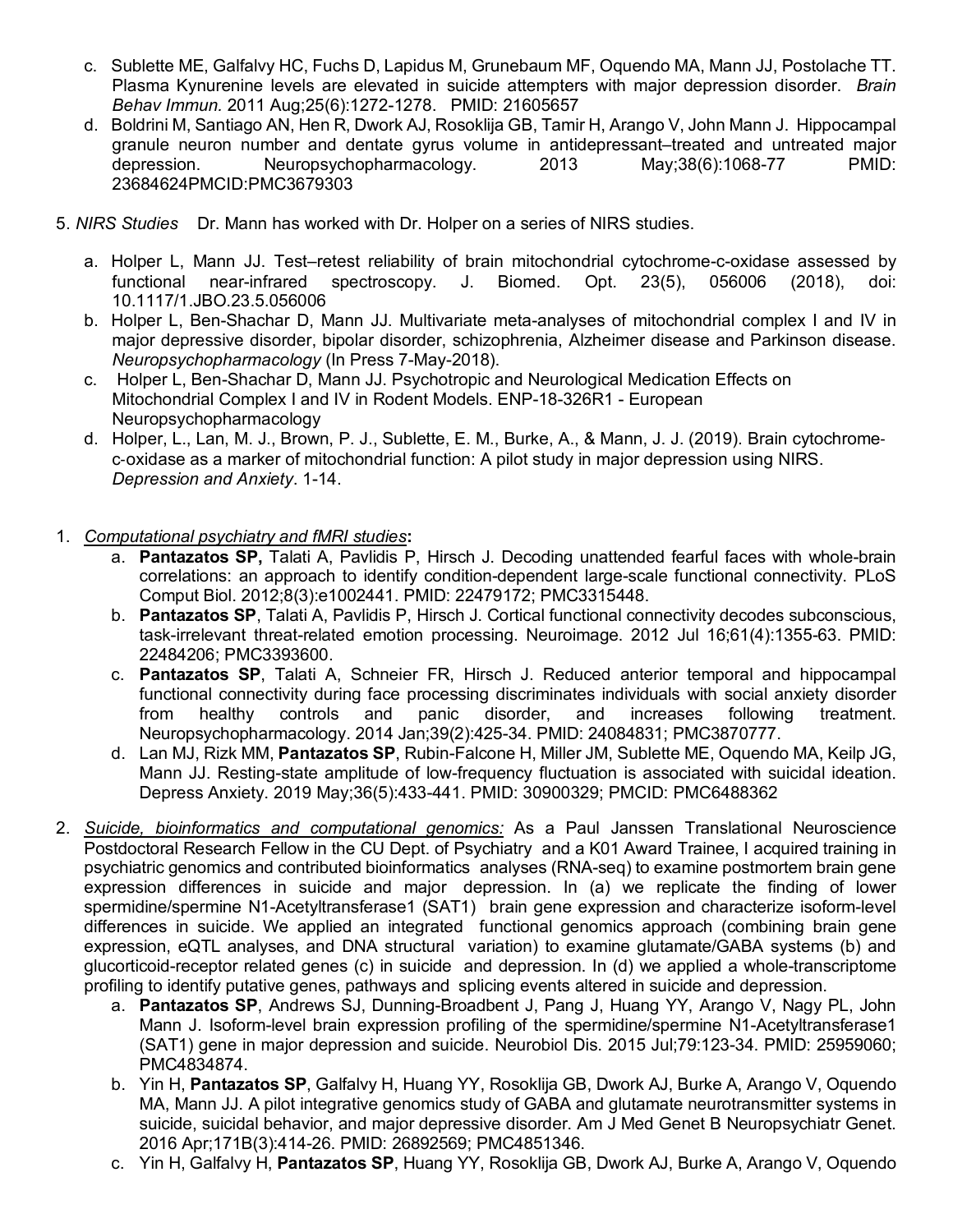c. Sublette ME, Galfalvy HC, Fuchs D, Lapidus M, Grunebaum MF, Oquendo MA, Mann JJ, Postolache TT. Plasma Kynurenine levels are elevated in suicide attempters with major depression disorder. *Brain Behav Immun.* 2011 Aug;25(6):1272-1278. PMID: 21605657

d. Boldrini M, Santiago AN, Hen R, Dwork AJ, Rosoklija GB, Tamir H, Arango V, John Mann J. Hippocampal granule neuron number and dentate gyrus volume in antidepressant–treated and untreated major depression. Neuropsychopharmacology. 2013 May;38(6):1068-77 PMID: 23684624PMCID:PMC3679303

5. *NIRS Studies* Dr. Mann has worked with Dr. Holper on a series of NIRS studies.

   a. Holper L, Mann JJ. Test–retest reliability of brain mitochondrial cytochrome-c-oxidase assessed by functional near-infrared spectroscopy. J. Biomed. Opt. 23(5), 056006 (2018), doi: 10.1117/1.JBO.23.5.056006
   b. Holper L, Ben-Shachar D, Mann JJ. Multivariate meta-analyses of mitochondrial complex I and IV in major depressive disorder, bipolar disorder, schizophrenia, Alzheimer disease and Parkinson disease. *Neuropsychopharmacology* (In Press 7-May-2018).
   c. Holper L, Ben-Shachar D, Mann JJ. Psychotropic and Neurological Medication Effects on Mitochondrial Complex I and IV in Rodent Models. ENP-18-326R1 - European Neuropsychopharmacology
   d. Holper, L., Lan, M. J., Brown, P. J., Sublette, E. M., Burke, A., & Mann, J. J. (2019). Brain cytochrome-c-oxidase as a marker of mitochondrial function: A pilot study in major depression using NIRS. *Depression and Anxiety*. 1-14.

1. *Computational psychiatry and fMRI studies*:
   a. **Pantazatos SP,** Talati A, Pavlidis P, Hirsch J. Decoding unattended fearful faces with whole-brain correlations: an approach to identify condition-dependent large-scale functional connectivity. PLoS Comput Biol. 2012;8(3):e1002441. PMID: 22479172; PMC3315448.
   b. **Pantazatos SP**, Talati A, Pavlidis P, Hirsch J. Cortical functional connectivity decodes subconscious, task-irrelevant threat-related emotion processing. Neuroimage. 2012 Jul 16;61(4):1355-63. PMID: 22484206; PMC3393600.
   c. **Pantazatos SP**, Talati A, Schneier FR, Hirsch J. Reduced anterior temporal and hippocampal functional connectivity during face processing discriminates individuals with social anxiety disorder from healthy controls and panic disorder, and increases following treatment. Neuropsychopharmacology. 2014 Jan;39(2):425-34. PMID: 24084831; PMC3870777.
   d. Lan MJ, Rizk MM, **Pantazatos SP**, Rubin-Falcone H, Miller JM, Sublette ME, Oquendo MA, Keilp JG, Mann JJ. Resting-state amplitude of low-frequency fluctuation is associated with suicidal ideation. Depress Anxiety. 2019 May;36(5):433-441. PMID: 30900329; PMCID: PMC6488362

2. *Suicide, bioinformatics and computational genomics:* As a Paul Janssen Translational Neuroscience Postdoctoral Research Fellow in the CU Dept. of Psychiatry and a K01 Award Trainee, I acquired training in psychiatric genomics and contributed bioinformatics analyses (RNA-seq) to examine postmortem brain gene expression differences in suicide and major depression. In (a) we replicate the finding of lower spermidine/spermine N1-Acetyltransferase1 (SAT1) brain gene expression and characterize isoform-level differences in suicide. We applied an integrated functional genomics approach (combining brain gene expression, eQTL analyses, and DNA structural variation) to examine glutamate/GABA systems (b) and glucocorticoid-receptor related genes (c) in suicide and depression. In (d) we applied a whole-transcriptome profiling to identify putative genes, pathways and splicing events altered in suicide and depression.
   a. **Pantazatos SP**, Andrews SJ, Dunning-Broadbent J, Pang J, Huang YY, Arango V, Nagy PL, John Mann J. Isoform-level brain expression profiling of the spermidine/spermine N1-Acetyltransferase1 (SAT1) gene in major depression and suicide. Neurobiol Dis. 2015 Jul;79:123-34. PMID: 25959060; PMC4834874.
   b. Yin H, **Pantazatos SP**, Galfalvy H, Huang YY, Rosoklija GB, Dwork AJ, Burke A, Arango V, Oquendo MA, Mann JJ. A pilot integrative genomics study of GABA and glutamate neurotransmitter systems in suicide, suicidal behavior, and major depressive disorder. Am J Med Genet B Neuropsychiatr Genet. 2016 Apr;171B(3):414-26. PMID: 26892569; PMC4851346.
   c. Yin H, Galfalvy H, **Pantazatos SP**, Huang YY, Rosoklija GB, Dwork AJ, Burke A, Arango V, Oquendo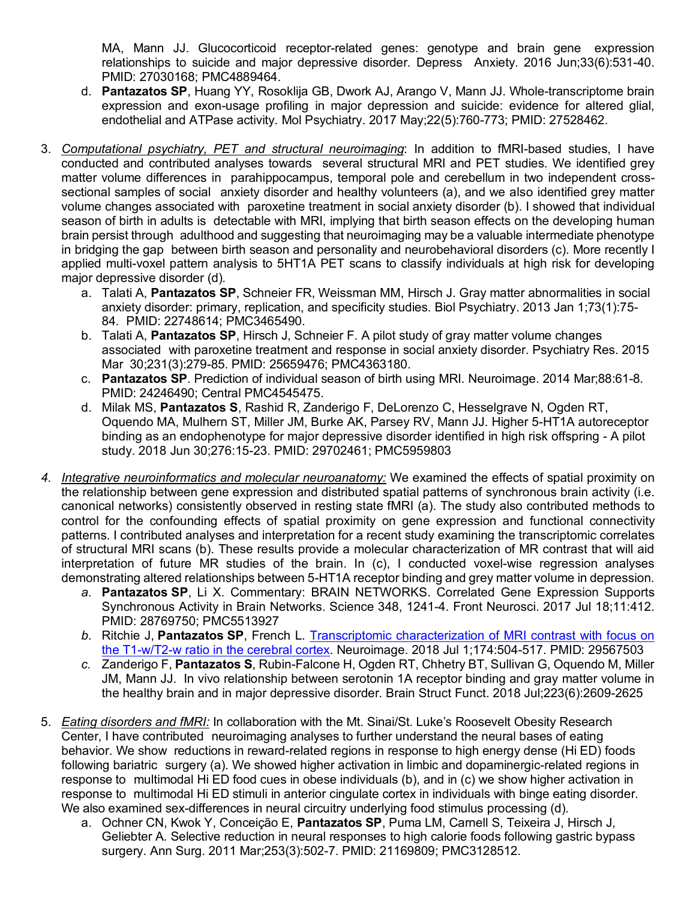MA, Mann JJ. Glucocorticoid receptor-related genes: genotype and brain gene expression relationships to suicide and major depressive disorder. Depress Anxiety. 2016 Jun;33(6):531-40. PMID: 27030168; PMC4889464.

   d. **Pantazatos SP**, Huang YY, Rosoklija GB, Dwork AJ, Arango V, Mann JJ. Whole-transcriptome brain expression and exon-usage profiling in major depression and suicide: evidence for altered glial, endothelial and ATPase activity. Mol Psychiatry. 2017 May;22(5):760-773; PMID: 27528462.

3. _Computational psychiatry, PET and structural neuroimaging_: In addition to fMRI-based studies, I have conducted and contributed analyses towards several structural MRI and PET studies. We identified grey matter volume differences in parahippocampus, temporal pole and cerebellum in two independent cross-sectional samples of social anxiety disorder and healthy volunteers (a), and we also identified grey matter volume changes associated with paroxetine treatment in social anxiety disorder (b). I showed that individual season of birth in adults is detectable with MRI, implying that birth season effects on the developing human brain persist through adulthood and suggesting that neuroimaging may be a valuable intermediate phenotype in bridging the gap between birth season and personality and neurobehavioral disorders (c). More recently I applied multi-voxel pattern analysis to 5HT1A PET scans to classify individuals at high risk for developing major depressive disorder (d).
   a. Talati A, **Pantazatos SP**, Schneier FR, Weissman MM, Hirsch J. Gray matter abnormalities in social anxiety disorder: primary, replication, and specificity studies. Biol Psychiatry. 2013 Jan 1;73(1):75-84. PMID: 22748614; PMC3465490.
   b. Talati A, **Pantazatos SP**, Hirsch J, Schneier F. A pilot study of gray matter volume changes associated with paroxetine treatment and response in social anxiety disorder. Psychiatry Res. 2015 Mar 30;231(3):279-85. PMID: 25659476; PMC4363180.
   c. **Pantazatos SP**. Prediction of individual season of birth using MRI. Neuroimage. 2014 Mar;88:61-8. PMID: 24246490; Central PMC4545475.
   d. Milak MS, **Pantazatos S**, Rashid R, Zanderigo F, DeLorenzo C, Hesselgrave N, Ogden RT, Oquendo MA, Mulhern ST, Miller JM, Burke AK, Parsey RV, Mann JJ. Higher 5-HT1A autoreceptor binding as an endophenotype for major depressive disorder identified in high risk offspring - A pilot study. 2018 Jun 30;276:15-23. PMID: 29702461; PMC5959803

4. _Integrative neuroinformatics and molecular neuroanatomy:_ We examined the effects of spatial proximity on the relationship between gene expression and distributed spatial patterns of synchronous brain activity (i.e. canonical networks) consistently observed in resting state fMRI (a). The study also contributed methods to control for the confounding effects of spatial proximity on gene expression and functional connectivity patterns. I contributed analyses and interpretation for a recent study examining the transcriptomic correlates of structural MRI scans (b). These results provide a molecular characterization of MR contrast that will aid interpretation of future MR studies of the brain. In (c), I conducted voxel-wise regression analyses demonstrating altered relationships between 5-HT1A receptor binding and grey matter volume in depression.
   a. **Pantazatos SP**, Li X. Commentary: BRAIN NETWORKS. Correlated Gene Expression Supports Synchronous Activity in Brain Networks. Science 348, 1241-4. Front Neurosci. 2017 Jul 18;11:412. PMID: 28769750; PMC5513927
   b. Ritchie J, **Pantazatos SP**, French L. Transcriptomic characterization of MRI contrast with focus on the T1-w/T2-w ratio in the cerebral cortex. Neuroimage. 2018 Jul 1;174:504-517. PMID: 29567503
   c. Zanderigo F, **Pantazatos S**, Rubin-Falcone H, Ogden RT, Chhetry BT, Sullivan G, Oquendo M, Miller JM, Mann JJ. In vivo relationship between serotonin 1A receptor binding and gray matter volume in the healthy brain and in major depressive disorder. Brain Struct Funct. 2018 Jul;223(6):2609-2625

5. _Eating disorders and fMRI:_ In collaboration with the Mt. Sinai/St. Luke's Roosevelt Obesity Research Center, I have contributed neuroimaging analyses to further understand the neural bases of eating behavior. We show reductions in reward-related regions in response to high energy dense (Hi ED) foods following bariatric surgery (a). We showed higher activation in limbic and dopaminergic-related regions in response to multimodal Hi ED food cues in obese individuals (b), and in (c) we show higher activation in response to multimodal Hi ED stimuli in anterior cingulate cortex in individuals with binge eating disorder. We also examined sex-differences in neural circuitry underlying food stimulus processing (d).
   a. Ochner CN, Kwok Y, Conceição E, **Pantazatos SP**, Puma LM, Carnell S, Teixeira J, Hirsch J, Geliebter A. Selective reduction in neural responses to high calorie foods following gastric bypass surgery. Ann Surg. 2011 Mar;253(3):502-7. PMID: 21169809; PMC3128512.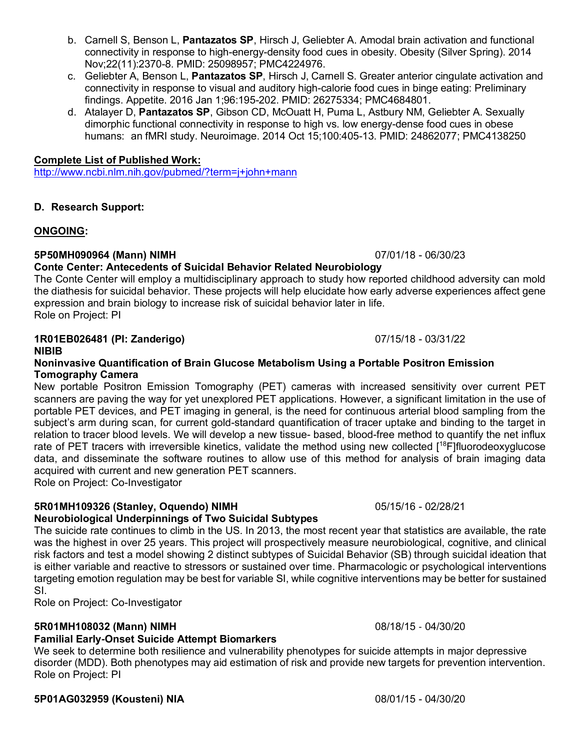b. Carnell S, Benson L, **Pantazatos SP**, Hirsch J, Geliebter A. Amodal brain activation and functional connectivity in response to high-energy-density food cues in obesity. Obesity (Silver Spring). 2014 Nov;22(11):2370-8. PMID: 25098957; PMC4224976.

c. Geliebter A, Benson L, **Pantazatos SP**, Hirsch J, Carnell S. Greater anterior cingulate activation and connectivity in response to visual and auditory high-calorie food cues in binge eating: Preliminary findings. Appetite. 2016 Jan 1;96:195-202. PMID: 26275334; PMC4684801.

d. Atalayer D, **Pantazatos SP**, Gibson CD, McOuatt H, Puma L, Astbury NM, Geliebter A. Sexually dimorphic functional connectivity in response to high vs. low energy-dense food cues in obese humans: an fMRI study. Neuroimage. 2014 Oct 15;100:405-13. PMID: 24862077; PMC4138250

**Complete List of Published Work:**
http://www.ncbi.nlm.nih.gov/pubmed/?term=j+john+mann

**D. Research Support:**

**ONGOING:**

**5P50MH090964 (Mann) NIMH** 07/01/18 - 06/30/23
**Conte Center: Antecedents of Suicidal Behavior Related Neurobiology**
The Conte Center will employ a multidisciplinary approach to study how reported childhood adversity can mold the diathesis for suicidal behavior. These projects will help elucidate how early adverse experiences affect gene expression and brain biology to increase risk of suicidal behavior later in life.
Role on Project: PI

**1R01EB026481 (PI: Zanderigo)** 07/15/18 - 03/31/22
**NIBIB**
**Noninvasive Quantification of Brain Glucose Metabolism Using a Portable Positron Emission Tomography Camera**
New portable Positron Emission Tomography (PET) cameras with increased sensitivity over current PET scanners are paving the way for yet unexplored PET applications. However, a significant limitation in the use of portable PET devices, and PET imaging in general, is the need for continuous arterial blood sampling from the subject's arm during scan, for current gold-standard quantification of tracer uptake and binding to the target in relation to tracer blood levels. We will develop a new tissue- based, blood-free method to quantify the net influx rate of PET tracers with irreversible kinetics, validate the method using new collected [$^{18}$F]fluorodeoxyglucose data, and disseminate the software routines to allow use of this method for analysis of brain imaging data acquired with current and new generation PET scanners.
Role on Project: Co-Investigator

**5R01MH109326 (Stanley, Oquendo) NIMH** 05/15/16 - 02/28/21
**Neurobiological Underpinnings of Two Suicidal Subtypes**
The suicide rate continues to climb in the US. In 2013, the most recent year that statistics are available, the rate was the highest in over 25 years. This project will prospectively measure neurobiological, cognitive, and clinical risk factors and test a model showing 2 distinct subtypes of Suicidal Behavior (SB) through suicidal ideation that is either variable and reactive to stressors or sustained over time. Pharmacologic or psychological interventions targeting emotion regulation may be best for variable SI, while cognitive interventions may be better for sustained SI.
Role on Project: Co-Investigator

**5R01MH108032 (Mann) NIMH** 08/18/15 - 04/30/20
**Familial Early-Onset Suicide Attempt Biomarkers**
We seek to determine both resilience and vulnerability phenotypes for suicide attempts in major depressive disorder (MDD). Both phenotypes may aid estimation of risk and provide new targets for prevention intervention.
Role on Project: PI

**5P01AG032959 (Kousteni) NIA** 08/01/15 - 04/30/20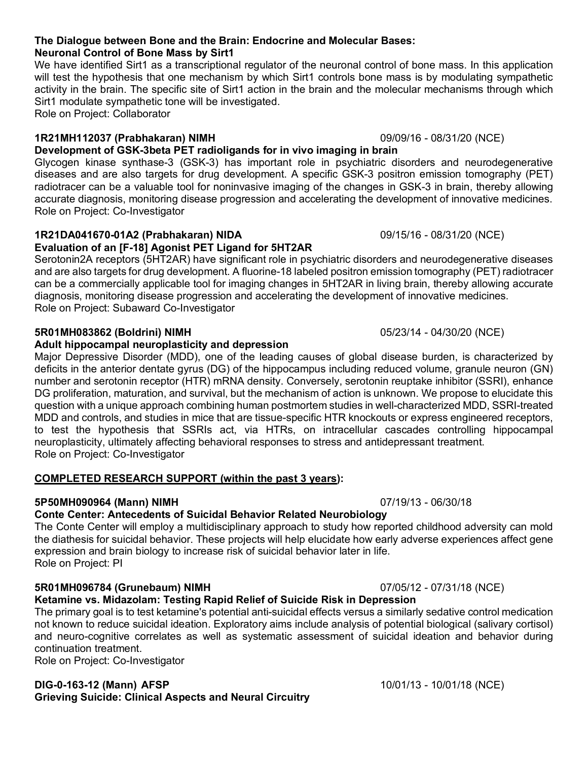**The Dialogue between Bone and the Brain: Endocrine and Molecular Bases: Neuronal Control of Bone Mass by Sirt1**

We have identified Sirt1 as a transcriptional regulator of the neuronal control of bone mass. In this application will test the hypothesis that one mechanism by which Sirt1 controls bone mass is by modulating sympathetic activity in the brain. The specific site of Sirt1 action in the brain and the molecular mechanisms through which Sirt1 modulate sympathetic tone will be investigated.
Role on Project: Collaborator

**1R21MH112037 (Prabhakaran) NIMH** 09/09/16 - 08/31/20 (NCE)
**Development of GSK-3beta PET radioligands for in vivo imaging in brain**

Glycogen kinase synthase-3 (GSK-3) has important role in psychiatric disorders and neurodegenerative diseases and are also targets for drug development. A specific GSK-3 positron emission tomography (PET) radiotracer can be a valuable tool for noninvasive imaging of the changes in GSK-3 in brain, thereby allowing accurate diagnosis, monitoring disease progression and accelerating the development of innovative medicines.
Role on Project: Co-Investigator

**1R21DA041670-01A2 (Prabhakaran) NIDA** 09/15/16 - 08/31/20 (NCE)
**Evaluation of an [F-18] Agonist PET Ligand for 5HT2AR**

Serotonin2A receptors (5HT2AR) have significant role in psychiatric disorders and neurodegenerative diseases and are also targets for drug development. A fluorine-18 labeled positron emission tomography (PET) radiotracer can be a commercially applicable tool for imaging changes in 5HT2AR in living brain, thereby allowing accurate diagnosis, monitoring disease progression and accelerating the development of innovative medicines.
Role on Project: Subaward Co-Investigator

**5R01MH083862 (Boldrini) NIMH** 05/23/14 - 04/30/20 (NCE)
**Adult hippocampal neuroplasticity and depression**

Major Depressive Disorder (MDD), one of the leading causes of global disease burden, is characterized by deficits in the anterior dentate gyrus (DG) of the hippocampus including reduced volume, granule neuron (GN) number and serotonin receptor (HTR) mRNA density. Conversely, serotonin reuptake inhibitor (SSRI), enhance DG proliferation, maturation, and survival, but the mechanism of action is unknown. We propose to elucidate this question with a unique approach combining human postmortem studies in well-characterized MDD, SSRI-treated MDD and controls, and studies in mice that are tissue-specific HTR knockouts or express engineered receptors, to test the hypothesis that SSRIs act, via HTRs, on intracellular cascades controlling hippocampal neuroplasticity, ultimately affecting behavioral responses to stress and antidepressant treatment.
Role on Project: Co-Investigator

**<u>COMPLETED RESEARCH SUPPORT (within the past 3 years)</u>:**

**5P50MH090964 (Mann) NIMH** 07/19/13 - 06/30/18
**Conte Center: Antecedents of Suicidal Behavior Related Neurobiology**

The Conte Center will employ a multidisciplinary approach to study how reported childhood adversity can mold the diathesis for suicidal behavior. These projects will help elucidate how early adverse experiences affect gene expression and brain biology to increase risk of suicidal behavior later in life.
Role on Project: PI

**5R01MH096784 (Grunebaum) NIMH** 07/05/12 - 07/31/18 (NCE)
**Ketamine vs. Midazolam: Testing Rapid Relief of Suicide Risk in Depression**

The primary goal is to test ketamine's potential anti-suicidal effects versus a similarly sedative control medication not known to reduce suicidal ideation. Exploratory aims include analysis of potential biological (salivary cortisol) and neuro-cognitive correlates as well as systematic assessment of suicidal ideation and behavior during continuation treatment.
Role on Project: Co-Investigator

**DIG-0-163-12 (Mann) AFSP** 10/01/13 - 10/01/18 (NCE)
**Grieving Suicide: Clinical Aspects and Neural Circuitry**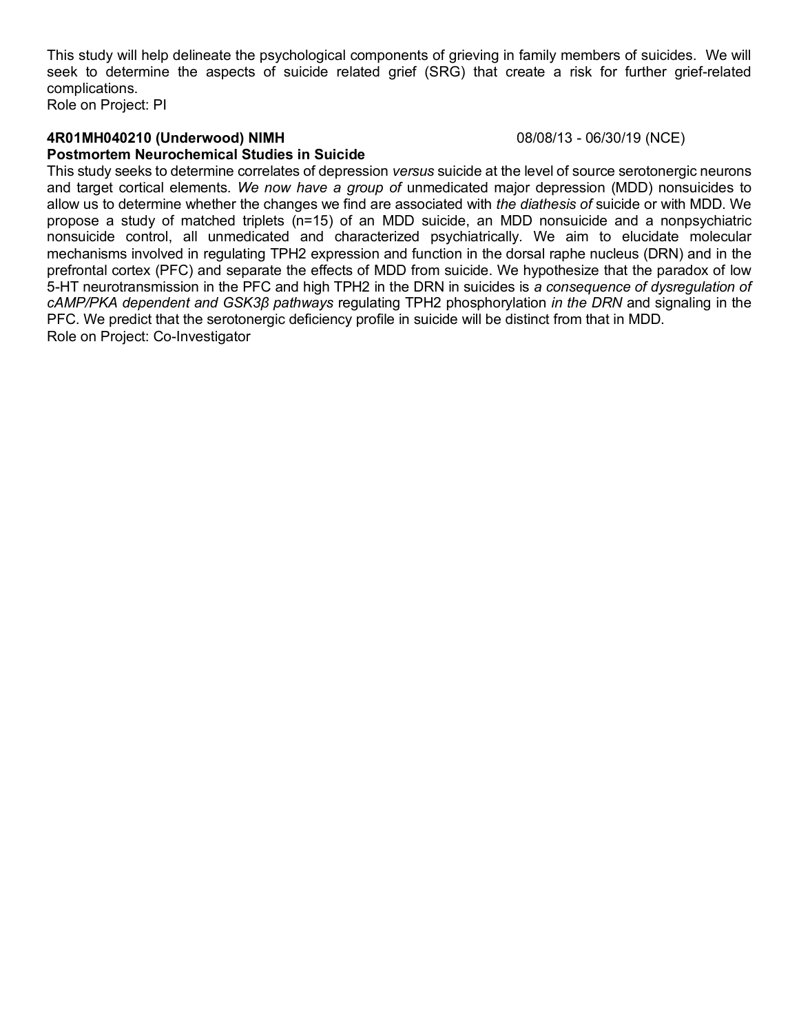This study will help delineate the psychological components of grieving in family members of suicides. We will seek to determine the aspects of suicide related grief (SRG) that create a risk for further grief-related complications.
Role on Project: PI

**4R01MH040210 (Underwood) NIMH** 08/08/13 - 06/30/19 (NCE)
**Postmortem Neurochemical Studies in Suicide**
This study seeks to determine correlates of depression *versus* suicide at the level of source serotonergic neurons and target cortical elements. *We now have a group of* unmedicated major depression (MDD) nonsuicides to allow us to determine whether the changes we find are associated with *the diathesis of* suicide or with MDD. We propose a study of matched triplets (n=15) of an MDD suicide, an MDD nonsuicide and a nonpsychiatric nonsuicide control, all unmedicated and characterized psychiatrically. We aim to elucidate molecular mechanisms involved in regulating TPH2 expression and function in the dorsal raphe nucleus (DRN) and in the prefrontal cortex (PFC) and separate the effects of MDD from suicide. We hypothesize that the paradox of low 5-HT neurotransmission in the PFC and high TPH2 in the DRN in suicides is *a consequence of dysregulation of cAMP/PKA dependent and GSK3β pathways* regulating TPH2 phosphorylation *in the DRN* and signaling in the PFC. We predict that the serotonergic deficiency profile in suicide will be distinct from that in MDD.
Role on Project: Co-Investigator